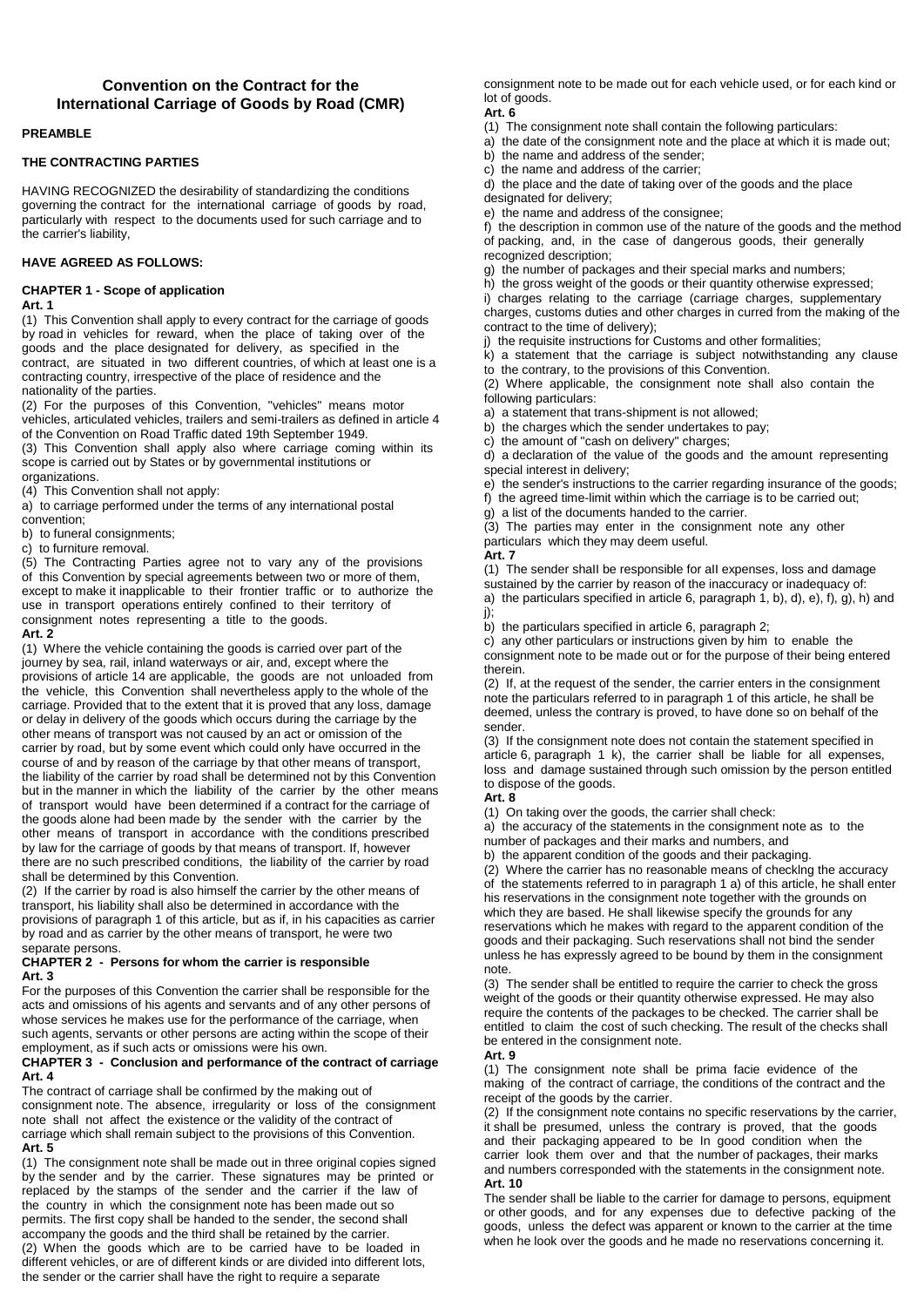# Convention on the Contract for the International Carriage of Goods by Road (CMR)

**PREAMBLE**

**THE CONTRACTING PARTIES**

HAVING RECOGNIZED the desirability of standardizing the conditions governing the contract for the international carriage of goods by road, particularly with respect to the documents used for such carriage and to the carrier's liability,

**HAVE AGREED AS FOLLOWS:**

**CHAPTER 1 - Scope of application**

**Art. 1**

(1) This Convention shall apply to every contract for the carriage of goods by road in vehicles for reward, when the place of taking over of the goods and the place designated for delivery, as specified in the contract, are situated in two different countries, of which at least one is a contracting country, irrespective of the place of residence and the nationality of the parties.

(2) For the purposes of this Convention, "vehicles" means motor vehicles, articulated vehicles, trailers and semi-trailers as defined in article 4 of the Convention on Road Traffic dated 19th September 1949.

(3) This Convention shall apply also where carriage coming within its scope is carried out by States or by governmental institutions or organizations.

(4) This Convention shall not apply:

a) to carriage performed under the terms of any international postal convention;

b) to funeral consignments;

c) to furniture removal.

(5) The Contracting Parties agree not to vary any of the provisions of this Convention by special agreements between two or more of them, except to make it inapplicable to their frontier traffic or to authorize the use in transport operations entirely confined to their territory of consignment notes representing a title to the goods.

**Art. 2**

(1) Where the vehicle containing the goods is carried over part of the journey by sea, rail, inland waterways or air, and, except where the provisions of article 14 are applicable, the goods are not unloaded from the vehicle, this Convention shall nevertheless apply to the whole of the carriage. Provided that to the extent that it is proved that any loss, damage or delay in delivery of the goods which occurs during the carriage by the other means of transport was not caused by an act or omission of the carrier by road, but by some event which could only have occurred in the course of and by reason of the carriage by that other means of transport, the liability of the carrier by road shall be determined not by this Convention but in the manner in which the liability of the carrier by the other means of transport would have been determined if a contract for the carriage of the goods alone had been made by the sender with the carrier by the other means of transport in accordance with the conditions prescribed by law for the carriage of goods by that means of transport. If, however there are no such prescribed conditions, the liability of the carrier by road shall be determined by this Convention.

(2) If the carrier by road is also himself the carrier by the other means of transport, his liability shall also be determined in accordance with the provisions of paragraph 1 of this article, but as if, in his capacities as carrier by road and as carrier by the other means of transport, he were two separate persons.

**CHAPTER 2 - Persons for whom the carrier is responsible**

**Art. 3**

For the purposes of this Convention the carrier shall be responsible for the acts and omissions of his agents and servants and of any other persons of whose services he makes use for the performance of the carriage, when such agents, servants or other persons are acting within the scope of their employment, as if such acts or omissions were his own.

**CHAPTER 3 - Conclusion and performance of the contract of carriage**

**Art. 4**

The contract of carriage shall be confirmed by the making out of consignment note. The absence, irregularity or loss of the consignment note shall not affect the existence or the validity of the contract of carriage which shall remain subject to the provisions of this Convention.

**Art. 5**

(1) The consignment note shall be made out in three original copies signed by the sender and by the carrier. These signatures may be printed or replaced by the stamps of the sender and the carrier if the law of the country in which the consignment note has been made out so permits. The first copy shall be handed to the sender, the second shall accompany the goods and the third shall be retained by the carrier.

(2) When the goods which are to be carried have to be loaded in different vehicles, or are of different kinds or are divided into different lots, the sender or the carrier shall have the right to require a separate consignment note to be made out for each vehicle used, or for each kind or lot of goods.

**Art. 6**

(1) The consignment note shall contain the following particulars:

a) the date of the consignment note and the place at which it is made out;

b) the name and address of the sender;

c) the name and address of the carrier;

d) the place and the date of taking over of the goods and the place designated for delivery;

e) the name and address of the consignee;

f) the description in common use of the nature of the goods and the method of packing, and, in the case of dangerous goods, their generally recognized description;

g) the number of packages and their special marks and numbers;

h) the gross weight of the goods or their quantity otherwise expressed;

i) charges relating to the carriage (carriage charges, supplementary charges, customs duties and other charges in curred from the making of the contract to the time of delivery);

j) the requisite instructions for Customs and other formalities;

k) a statement that the carriage is subject notwithstanding any clause to the contrary, to the provisions of this Convention.

(2) Where applicable, the consignment note shall also contain the following particulars:

a) a statement that trans-shipment is not allowed;

b) the charges which the sender undertakes to pay;

c) the amount of "cash on delivery" charges;

d) a declaration of the value of the goods and the amount representing special interest in delivery;

e) the sender's instructions to the carrier regarding insurance of the goods;

f) the agreed time-limit within which the carriage is to be carried out;

g) a list of the documents handed to the carrier.

(3) The parties may enter in the consignment note any other particulars which they may deem useful.

**Art. 7**

(1) The sender shall be responsible for all expenses, loss and damage sustained by the carrier by reason of the inaccuracy or inadequacy of:

a) the particulars specified in article 6, paragraph 1, b), d), e), f), g), h) and j);

b) the particulars specified in article 6, paragraph 2;

c) any other particulars or instructions given by him to enable the consignment note to be made out or for the purpose of their being entered therein.

(2) If, at the request of the sender, the carrier enters in the consignment note the particulars referred to in paragraph 1 of this article, he shall be deemed, unless the contrary is proved, to have done so on behalf of the sender.

(3) If the consignment note does not contain the statement specified in article 6, paragraph 1 k), the carrier shall be liable for all expenses, loss and damage sustained through such omission by the person entitled to dispose of the goods.

**Art. 8**

(1) On taking over the goods, the carrier shall check:

a) the accuracy of the statements in the consignment note as to the number of packages and their marks and numbers, and

b) the apparent condition of the goods and their packaging.

(2) Where the carrier has no reasonable means of checklng the accuracy of the statements referred to in paragraph 1 a) of this article, he shall enter his reservations in the consignment note together with the grounds on which they are based. He shall likewise specify the grounds for any reservations which he makes with regard to the apparent condition of the goods and their packaging. Such reservations shall not bind the sender unless he has expressly agreed to be bound by them in the consignment note.

(3) The sender shall be entitled to require the carrier to check the gross weight of the goods or their quantity otherwise expressed. He may also require the contents of the packages to be checked. The carrier shall be entitled to claim the cost of such checking. The result of the checks shall be entered in the consignment note.

**Art. 9**

(1) The consignment note shall be prima facie evidence of the making of the contract of carriage, the conditions of the contract and the receipt of the goods by the carrier.

(2) If the consignment note contains no specific reservations by the carrier, it shall be presumed, unless the contrary is proved, that the goods and their packaging appeared to be In good condition when the carrier look them over and that the number of packages, their marks and numbers corresponded with the statements in the consignment note.

**Art. 10**

The sender shall be liable to the carrier for damage to persons, equipment or other goods, and for any expenses due to defective packing of the goods, unless the defect was apparent or known to the carrier at the time when he look over the goods and he made no reservations concerning it.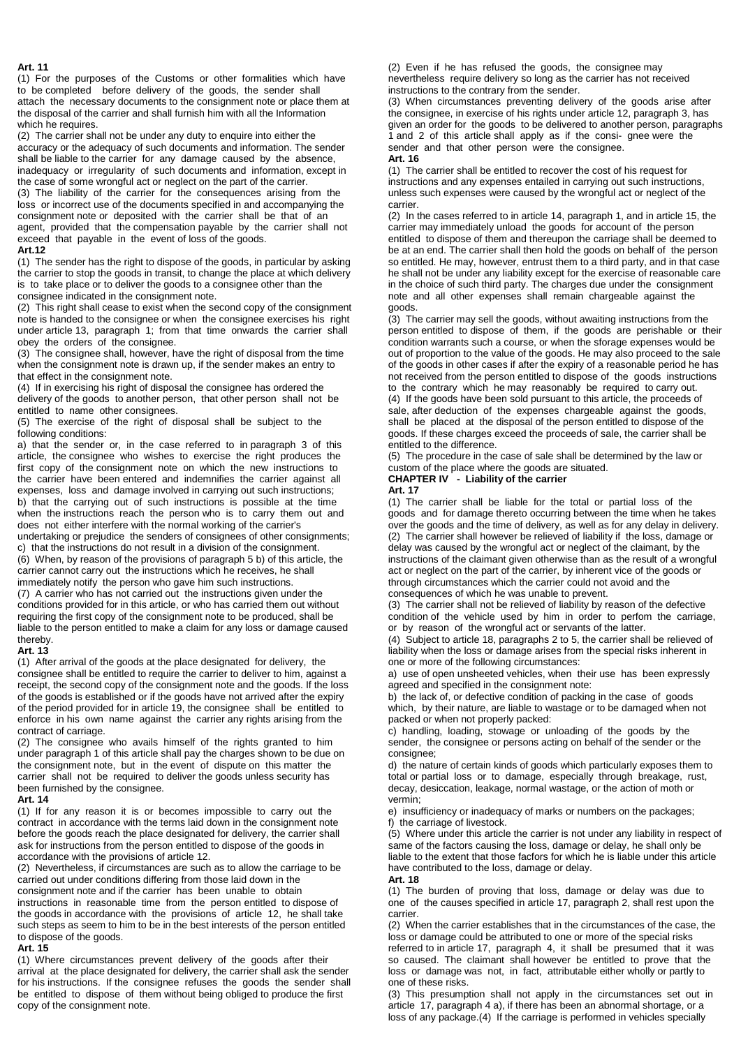**Art. 11**

(1) For the purposes of the Customs or other formalities which have to be completed before delivery of the goods, the sender shall attach the necessary documents to the consignment note or place them at the disposal of the carrier and shall furnish him with all the Information which he requires.

(2) The carrier shall not be under any duty to enquire into either the accuracy or the adequacy of such documents and information. The sender shall be liable to the carrier for any damage caused by the absence, inadequacy or irregularity of such documents and information, except in the case of some wrongful act or neglect on the part of the carrier.

(3) The liability of the carrier for the consequences arising from the loss or incorrect use of the documents specified in and accompanying the consignment note or deposited with the carrier shall be that of an agent, provided that the compensation payable by the carrier shall not exceed that payable in the event of loss of the goods.

**Art.12**

(1) The sender has the right to dispose of the goods, in particular by asking the carrier to stop the goods in transit, to change the place at which delivery is to take place or to deliver the goods to a consignee other than the consignee indicated in the consignment note.

(2) This right shall cease to exist when the second copy of the consignment note is handed to the consignee or when the consignee exercises his right under article 13, paragraph 1; from that time onwards the carrier shall obey the orders of the consignee.

(3) The consignee shall, however, have the right of disposal from the time when the consignment note is drawn up, if the sender makes an entry to that effect in the consignment note.

(4) If in exercising his right of disposal the consignee has ordered the delivery of the goods to another person, that other person shall not be entitled to name other consignees.

(5) The exercise of the right of disposal shall be subject to the following conditions:

a) that the sender or, in the case referred to in paragraph 3 of this article, the consignee who wishes to exercise the right produces the first copy of the consignment note on which the new instructions to the carrier have been entered and indemnifies the carrier against all expenses, loss and damage involved in carrying out such instructions;

b) that the carrying out of such instructions is possible at the time when the instructions reach the person who is to carry them out and does not either interfere with the normal working of the carrier's undertaking or prejudice the senders of consignees of other consignments;

c) that the instructions do not result in a division of the consignment.

(6) When, by reason of the provisions of paragraph 5 b) of this article, the carrier cannot carry out the instructions which he receives, he shall immediately notify the person who gave him such instructions.

(7) A carrier who has not carried out the instructions given under the conditions provided for in this article, or who has carried them out without requiring the first copy of the consignment note to be produced, shall be liable to the person entitled to make a claim for any loss or damage caused thereby.

**Art. 13**

(1) After arrival of the goods at the place designated for delivery, the consignee shall be entitled to require the carrier to deliver to him, against a receipt, the second copy of the consignment note and the goods. If the loss of the goods is established or if the goods have not arrived after the expiry of the period provided for in article 19, the consignee shall be entitled to enforce in his own name against the carrier any rights arising from the contract of carriage.

(2) The consignee who avails himself of the rights granted to him under paragraph 1 of this article shall pay the charges shown to be due on the consignment note, but in the event of dispute on this matter the carrier shall not be required to deliver the goods unless security has been furnished by the consignee.

**Art. 14**

(1) If for any reason it is or becomes impossible to carry out the contract in accordance with the terms laid down in the consignment note before the goods reach the place designated for delivery, the carrier shall ask for instructions from the person entitled to dispose of the goods in accordance with the provisions of article 12.

(2) Nevertheless, if circumstances are such as to allow the carriage to be carried out under conditions differing from those laid down in the consignment note and if the carrier has been unable to obtain instructions in reasonable time from the person entitled to dispose of the goods in accordance with the provisions of article 12, he shall take such steps as seem to him to be in the best interests of the person entitled to dispose of the goods.

**Art. 15**

(1) Where circumstances prevent delivery of the goods after their arrival at the place designated for delivery, the carrier shall ask the sender for his instructions. If the consignee refuses the goods the sender shall be entitled to dispose of them without being obliged to produce the first copy of the consignment note.

(2) Even if he has refused the goods, the consignee may nevertheless require delivery so long as the carrier has not received instructions to the contrary from the sender.

(3) When circumstances preventing delivery of the goods arise after the consignee, in exercise of his rights under article 12, paragraph 3, has given an order for the goods to be delivered to another person, paragraphs 1 and 2 of this article shall apply as if the consi- gnee were the sender and that other person were the consignee.

**Art. 16**

(1) The carrier shall be entitled to recover the cost of his request for instructions and any expenses entailed in carrying out such instructions, unless such expenses were caused by the wrongful act or neglect of the carrier.

(2) In the cases referred to in article 14, paragraph 1, and in article 15, the carrier may immediately unload the goods for account of the person entitled to dispose of them and thereupon the carriage shall be deemed to be at an end. The carrier shall then hold the goods on behalf of the person so entitled. He may, however, entrust them to a third party, and in that case he shall not be under any liability except for the exercise of reasonable care in the choice of such third party. The charges due under the consignment note and all other expenses shall remain chargeable against the goods.

(3) The carrier may sell the goods, without awaiting instructions from the person entitled to dispose of them, if the goods are perishable or their condition warrants such a course, or when the sforage expenses would be out of proportion to the value of the goods. He may also proceed to the sale of the goods in other cases if after the expiry of a reasonable period he has not received from the person entitled to dispose of the goods instructions to the contrary which he may reasonably be required to carry out.

(4) If the goods have been sold pursuant to this article, the proceeds of sale, after deduction of the expenses chargeable against the goods, shall be placed at the disposal of the person entitled to dispose of the goods. If these charges exceed the proceeds of sale, the carrier shall be entitled to the difference.

(5) The procedure in the case of sale shall be determined by the law or custom of the place where the goods are situated.

## CHAPTER IV - Liability of the carrier

**Art. 17**

(1) The carrier shall be liable for the total or partial loss of the goods and for damage thereto occurring between the time when he takes over the goods and the time of delivery, as well as for any delay in delivery.

(2) The carrier shall however be relieved of liability if the loss, damage or delay was caused by the wrongful act or neglect of the claimant, by the instructions of the claimant given otherwise than as the result of a wrongful act or neglect on the part of the carrier, by inherent vice of the goods or through circumstances which the carrier could not avoid and the consequences of which he was unable to prevent.

(3) The carrier shall not be relieved of liability by reason of the defective condition of the vehicle used by him in order to perfom the carriage, or by reason of the wrongful act or servants of the latter.

(4) Subject to article 18, paragraphs 2 to 5, the carrier shall be relieved of liability when the loss or damage arises from the special risks inherent in one or more of the following circumstances:

a) use of open unsheeted vehicles, when their use has been expressly agreed and specified in the consignment note:

b) the lack of, or defective condition of packing in the case of goods which, by their nature, are liable to wastage or to be damaged when not packed or when not properly packed:

c) handling, loading, stowage or unloading of the goods by the sender, the consignee or persons acting on behalf of the sender or the consignee;

d) the nature of certain kinds of goods which particularly exposes them to total or partial loss or to damage, especially through breakage, rust, decay, desiccation, leakage, normal wastage, or the action of moth or vermin;

e) insufficiency or inadequacy of marks or numbers on the packages;

f) the carriage of livestock.

(5) Where under this article the carrier is not under any liability in respect of same of the factors causing the loss, damage or delay, he shall only be liable to the extent that those facfors for which he is liable under this article have contributed to the loss, damage or delay.

**Art. 18**

(1) The burden of proving that loss, damage or delay was due to one of the causes specified in article 17, paragraph 2, shall rest upon the carrier.

(2) When the carrier establishes that in the circumstances of the case, the loss or damage could be attributed to one or more of the special risks referred to in article 17, paragraph 4, it shall be presumed that it was so caused. The claimant shall however be entitled to prove that the loss or damage was not, in fact, attributable either wholly or partly to one of these risks.

(3) This presumption shall not apply in the circumstances set out in article 17, paragraph 4 a), if there has been an abnormal shortage, or a loss of any package.(4) If the carriage is performed in vehicles specially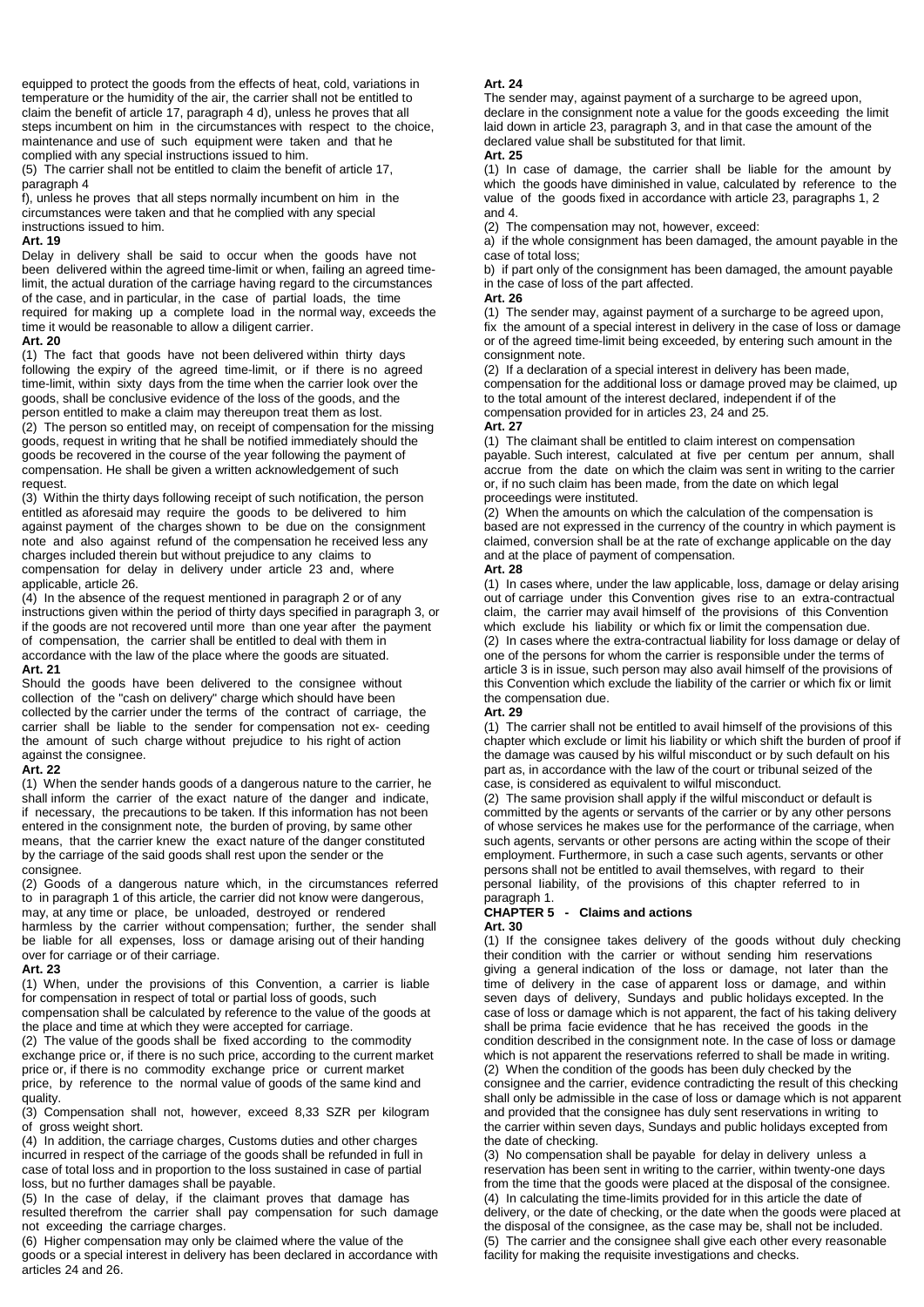equipped to protect the goods from the effects of heat, cold, variations in temperature or the humidity of the air, the carrier shall not be entitled to claim the benefit of article 17, paragraph 4 d), unless he proves that all steps incumbent on him in the circumstances with respect to the choice, maintenance and use of such equipment were taken and that he complied with any special instructions issued to him.

(5) The carrier shall not be entitled to claim the benefit of article 17, paragraph 4 f), unless he proves that all steps normally incumbent on him in the circumstances were taken and that he complied with any special instructions issued to him.

**Art. 19**

Delay in delivery shall be said to occur when the goods have not been delivered within the agreed time-limit or when, failing an agreed time-limit, the actual duration of the carriage having regard to the circumstances of the case, and in particular, in the case of partial loads, the time required for making up a complete load in the normal way, exceeds the time it would be reasonable to allow a diligent carrier.

**Art. 20**

(1) The fact that goods have not been delivered within thirty days following the expiry of the agreed time-limit, or if there is no agreed time-limit, within sixty days from the time when the carrier look over the goods, shall be conclusive evidence of the loss of the goods, and the person entitled to make a claim may thereupon treat them as lost.

(2) The person so entitled may, on receipt of compensation for the missing goods, request in writing that he shall be notified immediately should the goods be recovered in the course of the year following the payment of compensation. He shall be given a written acknowledgement of such request.

(3) Within the thirty days following receipt of such notification, the person entitled as aforesaid may require the goods to be delivered to him against payment of the charges shown to be due on the consignment note and also against refund of the compensation he received less any charges included therein but without prejudice to any claims to compensation for delay in delivery under article 23 and, where applicable, article 26.

(4) In the absence of the request mentioned in paragraph 2 or of any instructions given within the period of thirty days specified in paragraph 3, or if the goods are not recovered until more than one year after the payment of compensation, the carrier shall be entitled to deal with them in accordance with the law of the place where the goods are situated.

**Art. 21**

Should the goods have been delivered to the consignee without collection of the "cash on delivery" charge which should have been collected by the carrier under the terms of the contract of carriage, the carrier shall be liable to the sender for compensation not ex- ceeding the amount of such charge without prejudice to his right of action against the consignee.

**Art. 22**

(1) When the sender hands goods of a dangerous nature to the carrier, he shall inform the carrier of the exact nature of the danger and indicate, if necessary, the precautions to be taken. If this information has not been entered in the consignment note, the burden of proving, by same other means, that the carrier knew the exact nature of the danger constituted by the carriage of the said goods shall rest upon the sender or the consignee.

(2) Goods of a dangerous nature which, in the circumstances referred to in paragraph 1 of this article, the carrier did not know were dangerous, may, at any time or place, be unloaded, destroyed or rendered harmless by the carrier without compensation; further, the sender shall be liable for all expenses, loss or damage arising out of their handing over for carriage or of their carriage.

**Art. 23**

(1) When, under the provisions of this Convention, a carrier is liable for compensation in respect of total or partial loss of goods, such compensation shall be calculated by reference to the value of the goods at the place and time at which they were accepted for carriage.

(2) The value of the goods shall be fixed according to the commodity exchange price or, if there is no such price, according to the current market price or, if there is no commodity exchange price or current market price, by reference to the normal value of goods of the same kind and quality.

(3) Compensation shall not, however, exceed 8,33 SZR per kilogram of gross weight short.

(4) In addition, the carriage charges, Customs duties and other charges incurred in respect of the carriage of the goods shall be refunded in full in case of total loss and in proportion to the loss sustained in case of partial loss, but no further damages shall be payable.

(5) In the case of delay, if the claimant proves that damage has resulted therefrom the carrier shall pay compensation for such damage not exceeding the carriage charges.

(6) Higher compensation may only be claimed where the value of the goods or a special interest in delivery has been declared in accordance with articles 24 and 26.

**Art. 24**

The sender may, against payment of a surcharge to be agreed upon, declare in the consignment note a value for the goods exceeding the limit laid down in article 23, paragraph 3, and in that case the amount of the declared value shall be substituted for that limit.

**Art. 25**

(1) In case of damage, the carrier shall be liable for the amount by which the goods have diminished in value, calculated by reference to the value of the goods fixed in accordance with article 23, paragraphs 1, 2 and 4.

(2) The compensation may not, however, exceed:

a) if the whole consignment has been damaged, the amount payable in the case of total loss;

b) if part only of the consignment has been damaged, the amount payable in the case of loss of the part affected.

**Art. 26**

(1) The sender may, against payment of a surcharge to be agreed upon, fix the amount of a special interest in delivery in the case of loss or damage or of the agreed time-limit being exceeded, by entering such amount in the consignment note.

(2) If a declaration of a special interest in delivery has been made, compensation for the additional loss or damage proved may be claimed, up to the total amount of the interest declared, independent if of the compensation provided for in articles 23, 24 and 25.

**Art. 27**

(1) The claimant shall be entitled to claim interest on compensation payable. Such interest, calculated at five per centum per annum, shall accrue from the date on which the claim was sent in writing to the carrier or, if no such claim has been made, from the date on which legal proceedings were instituted.

(2) When the amounts on which the calculation of the compensation is based are not expressed in the currency of the country in which payment is claimed, conversion shall be at the rate of exchange applicable on the day and at the place of payment of compensation.

**Art. 28**

(1) In cases where, under the law applicable, loss, damage or delay arising out of carriage under this Convention gives rise to an extra-contractual claim, the carrier may avail himself of the provisions of this Convention which exclude his liability or which fix or limit the compensation due.

(2) In cases where the extra-contractual liability for loss damage or delay of one of the persons for whom the carrier is responsible under the terms of article 3 is in issue, such person may also avail himself of the provisions of this Convention which exclude the liability of the carrier or which fix or limit the compensation due.

**Art. 29**

(1) The carrier shall not be entitled to avail himself of the provisions of this chapter which exclude or limit his liability or which shift the burden of proof if the damage was caused by his wilful misconduct or by such default on his part as, in accordance with the law of the court or tribunal seized of the case, is considered as equivalent to wilful misconduct.

(2) The same provision shall apply if the wilful misconduct or default is committed by the agents or servants of the carrier or by any other persons of whose services he makes use for the performance of the carriage, when such agents, servants or other persons are acting within the scope of their employment. Furthermore, in such a case such agents, servants or other persons shall not be entitled to avail themselves, with regard to their personal liability, of the provisions of this chapter referred to in paragraph 1.

## CHAPTER 5 - Claims and actions

**Art. 30**

(1) If the consignee takes delivery of the goods without duly checking their condition with the carrier or without sending him reservations giving a general indication of the loss or damage, not later than the time of delivery in the case of apparent loss or damage, and within seven days of delivery, Sundays and public holidays excepted. In the case of loss or damage which is not apparent, the fact of his taking delivery shall be prima facie evidence that he has received the goods in the condition described in the consignment note. In the case of loss or damage which is not apparent the reservations referred to shall be made in writing.

(2) When the condition of the goods has been duly checked by the consignee and the carrier, evidence contradicting the result of this checking shall only be admissible in the case of loss or damage which is not apparent and provided that the consignee has duly sent reservations in writing to the carrier within seven days, Sundays and public holidays excepted from the date of checking.

(3) No compensation shall be payable for delay in delivery unless a reservation has been sent in writing to the carrier, within twenty-one days from the time that the goods were placed at the disposal of the consignee.

(4) In calculating the time-limits provided for in this article the date of delivery, or the date of checking, or the date when the goods were placed at the disposal of the consignee, as the case may be, shall not be included.

(5) The carrier and the consignee shall give each other every reasonable facility for making the requisite investigations and checks.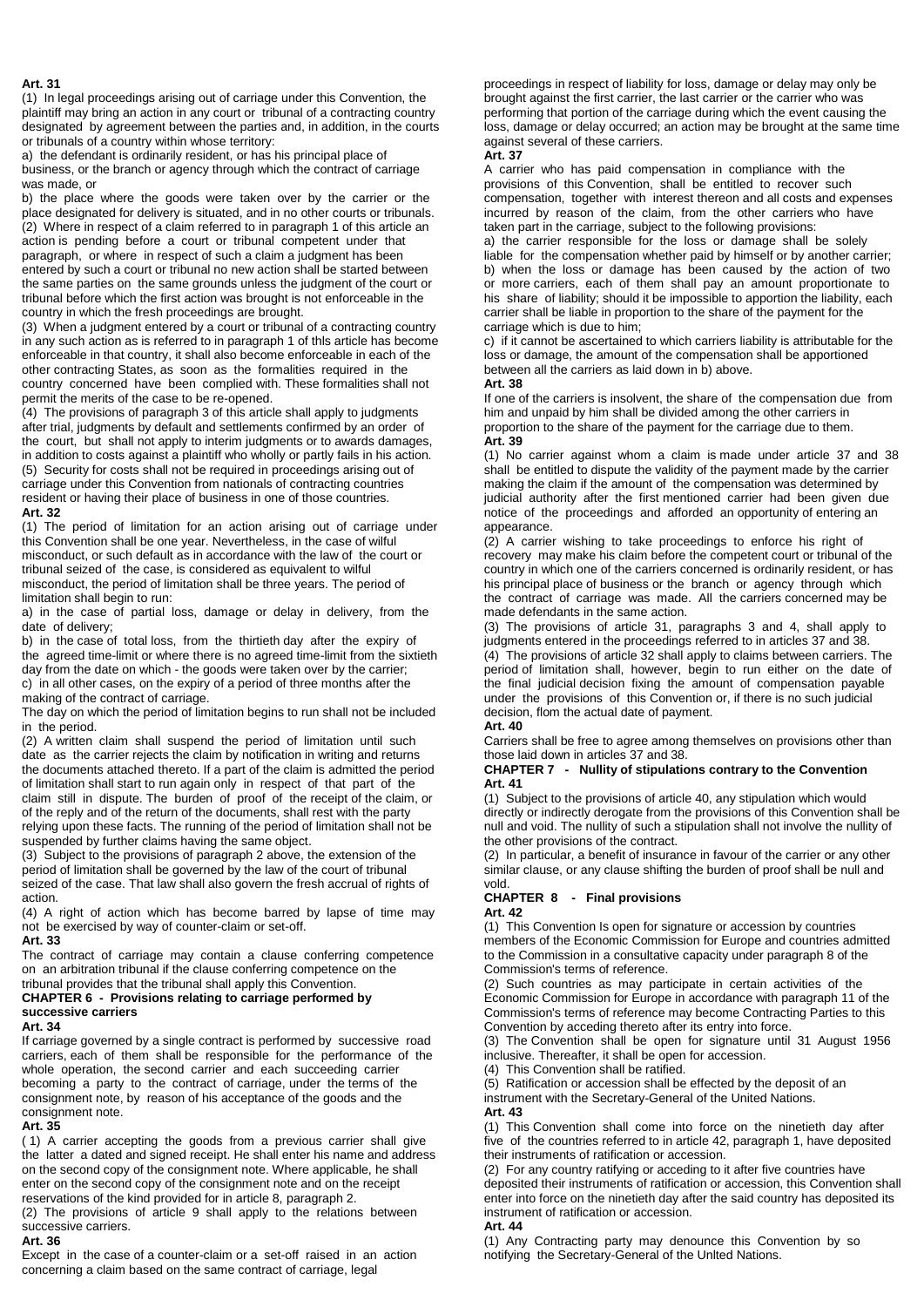**Art. 31**

(1) In legal proceedings arising out of carriage under this Convention, the plaintiff may bring an action in any court or tribunal of a contracting country designated by agreement between the parties and, in addition, in the courts or tribunals of a country within whose territory:

a) the defendant is ordinarily resident, or has his principal place of business, or the branch or agency through which the contract of carriage was made, or

b) the place where the goods were taken over by the carrier or the place designated for delivery is situated, and in no other courts or tribunals.

(2) Where in respect of a claim referred to in paragraph 1 of this article an action is pending before a court or tribunal competent under that paragraph, or where in respect of such a claim a judgment has been entered by such a court or tribunal no new action shall be started between the same parties on the same grounds unless the judgment of the court or tribunal before which the first action was brought is not enforceable in the country in which the fresh proceedings are brought.

(3) When a judgment entered by a court or tribunal of a contracting country in any such action as is referred to in paragraph 1 of thls article has become enforceable in that country, it shall also become enforceable in each of the other contracting States, as soon as the formalities required in the country concerned have been complied with. These formalities shall not permit the merits of the case to be re-opened.

(4) The provisions of paragraph 3 of this article shall apply to judgments after trial, judgments by default and settlements confirmed by an order of the court, but shall not apply to interim judgments or to awards damages, in addition to costs against a plaintiff who wholly or partly fails in his action.

(5) Security for costs shall not be required in proceedings arising out of carriage under this Convention from nationals of contracting countries resident or having their place of business in one of those countries.

**Art. 32**

(1) The period of limitation for an action arising out of carriage under this Convention shall be one year. Nevertheless, in the case of wilful misconduct, or such default as in accordance with the law of the court or tribunal seized of the case, is considered as equivalent to wilful misconduct, the period of limitation shall be three years. The period of limitation shall begin to run:

a) in the case of partial loss, damage or delay in delivery, from the date of delivery;

b) in the case of total loss, from the thirtieth day after the expiry of the agreed time-limit or where there is no agreed time-limit from the sixtieth day from the date on which - the goods were taken over by the carrier;

c) in all other cases, on the expiry of a period of three months after the making of the contract of carriage.

The day on which the period of limitation begins to run shall not be included in the period.

(2) A written claim shall suspend the period of limitation until such date as the carrier rejects the claim by notification in writing and returns the documents attached thereto. If a part of the claim is admitted the period of limitation shall start to run again only in respect of that part of the claim still in dispute. The burden of proof of the receipt of the claim, or of the reply and of the return of the documents, shall rest with the party relying upon these facts. The running of the period of limitation shall not be suspended by further claims having the same object.

(3) Subject to the provisions of paragraph 2 above, the extension of the period of limitation shall be governed by the law of the court of tribunal seized of the case. That law shall also govern the fresh accrual of rights of action.

(4) A right of action which has become barred by lapse of time may not be exercised by way of counter-claim or set-off.

**Art. 33**

The contract of carriage may contain a clause conferring competence on an arbitration tribunal if the clause conferring competence on the tribunal provides that the tribunal shall apply this Convention.

**CHAPTER 6 - Provisions relating to carriage performed by successive carriers**

**Art. 34**

If carriage governed by a single contract is performed by successive road carriers, each of them shall be responsible for the performance of the whole operation, the second carrier and each succeeding carrier becoming a party to the contract of carriage, under the terms of the consignment note, by reason of his acceptance of the goods and the consignment note.

**Art. 35**

(1) A carrier accepting the goods from a previous carrier shall give the latter a dated and signed receipt. He shall enter his name and address on the second copy of the consignment note. Where applicable, he shall enter on the second copy of the consignment note and on the receipt reservations of the kind provided for in article 8, paragraph 2.

(2) The provisions of article 9 shall apply to the relations between successive carriers.

**Art. 36**

Except in the case of a counter-claim or a set-off raised in an action concerning a claim based on the same contract of carriage, legal proceedings in respect of liability for loss, damage or delay may only be brought against the first carrier, the last carrier or the carrier who was performing that portion of the carriage during which the event causing the loss, damage or delay occurred; an action may be brought at the same time against several of these carriers.

**Art. 37**

A carrier who has paid compensation in compliance with the provisions of this Convention, shall be entitled to recover such compensation, together with interest thereon and all costs and expenses incurred by reason of the claim, from the other carriers who have taken part in the carriage, subject to the following provisions:

a) the carrier responsible for the loss or damage shall be solely liable for the compensation whether paid by himself or by another carrier;

b) when the loss or damage has been caused by the action of two or more carriers, each of them shall pay an amount proportionate to his share of liability; should it be impossible to apportion the liability, each carrier shall be liable in proportion to the share of the payment for the carriage which is due to him;

c) if it cannot be ascertained to which carriers liability is attributable for the loss or damage, the amount of the compensation shall be apportioned between all the carriers as laid down in b) above.

**Art. 38**

If one of the carriers is insolvent, the share of the compensation due from him and unpaid by him shall be divided among the other carriers in proportion to the share of the payment for the carriage due to them.

**Art. 39**

(1) No carrier against whom a claim is made under article 37 and 38 shall be entitled to dispute the validity of the payment made by the carrier making the claim if the amount of the compensation was determined by judicial authority after the first mentioned carrier had been given due notice of the proceedings and afforded an opportunity of entering an appearance.

(2) A carrier wishing to take proceedings to enforce his right of recovery may make his claim before the competent court or tribunal of the country in which one of the carriers concerned is ordinarily resident, or has his principal place of business or the branch or agency through which the contract of carriage was made. All the carriers concerned may be made defendants in the same action.

(3) The provisions of article 31, paragraphs 3 and 4, shall apply to judgments entered in the proceedings referred to in articles 37 and 38.

(4) The provisions of article 32 shall apply to claims between carriers. The period of limitation shall, however, begin to run either on the date of the final judicial decision fixing the amount of compensation payable under the provisions of this Convention or, if there is no such judicial decision, flom the actual date of payment.

**Art. 40**

Carriers shall be free to agree among themselves on provisions other than those laid down in articles 37 and 38.

**CHAPTER 7 - Nullity of stipulations contrary to the Convention**

**Art. 41**

(1) Subject to the provisions of article 40, any stipulation which would directly or indirectly derogate from the provisions of this Convention shall be null and void. The nullity of such a stipulation shall not involve the nullity of the other provisions of the contract.

(2) In particular, a benefit of insurance in favour of the carrier or any other similar clause, or any clause shifting the burden of proof shall be null and vold.

**CHAPTER 8 - Final provisions**

**Art. 42**

(1) This Convention Is open for signature or accession by countries members of the Economic Commission for Europe and countries admitted to the Commission in a consultative capacity under paragraph 8 of the Commission's terms of reference.

(2) Such countries as may participate in certain activities of the Economic Commission for Europe in accordance with paragraph 11 of the Commission's terms of reference may become Contracting Parties to this Convention by acceding thereto after its entry into force.

(3) The Convention shall be open for signature until 31 August 1956 inclusive. Thereafter, it shall be open for accession.

(4) This Convention shall be ratified.

(5) Ratification or accession shall be effected by the deposit of an instrument with the Secretary-General of the United Nations.

**Art. 43**

(1) This Convention shall come into force on the ninetieth day after five of the countries referred to in article 42, paragraph 1, have deposited their instruments of ratification or accession.

(2) For any country ratifying or acceding to it after five countries have deposited their instruments of ratification or accession, this Convention shall enter into force on the ninetieth day after the said country has deposited its instrument of ratification or accession.

**Art. 44**

(1) Any Contracting party may denounce this Convention by so notifying the Secretary-General of the Unlted Nations.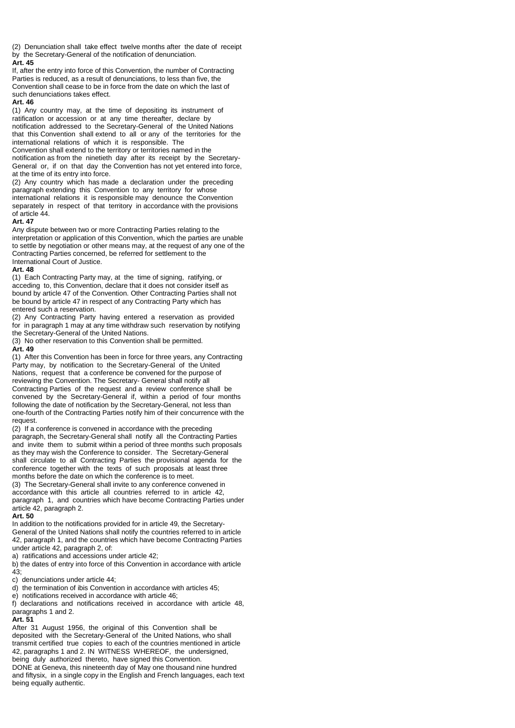(2) Denunciation shall take effect twelve months after the date of receipt by the Secretary-General of the notification of denunciation.

**Art. 45**

If, after the entry into force of this Convention, the number of Contracting Parties is reduced, as a result of denunciations, to less than five, the Convention shall cease to be in force from the date on which the last of such denunciations takes effect.

**Art. 46**

(1) Any country may, at the time of depositing its instrument of ratificatlon or accession or at any time thereafter, declare by notification addressed to the Secretary-General of the United Nations that this Convention shall extend to all or any of the territories for the international relations of which it is responsible. The Convention shall extend to the territory or territories named in the notification as from the ninetieth day after its receipt by the Secretary-General or, if on that day the Convention has not yet entered into force, at the time of its entry into force.

(2) Any country which has made a declaration under the preceding paragraph extending this Convention to any territory for whose international relations it is responsible may denounce the Convention separately in respect of that territory in accordance with the provisions of article 44.

**Art. 47**

Any dispute between two or more Contracting Parties relating to the interpretation or application of this Convention, which the parties are unable to settle by negotiation or other means may, at the request of any one of the Contracting Parties concerned, be referred for settlement to the International Court of Justice.

**Art. 48**

(1) Each Contracting Party may, at the time of signing, ratifying, or acceding to, this Convention, declare that it does not consider itself as bound by article 47 of the Convention. Other Contracting Parties shall not be bound by article 47 in respect of any Contracting Party which has entered such a reservation.

(2) Any Contracting Party having entered a reservation as provided for in paragraph 1 may at any time withdraw such reservation by notifying the Secretary-General of the United Nations.

(3) No other reservation to this Convention shall be permitted.

**Art. 49**

(1) After this Convention has been in force for three years, any Contracting Party may, by notification to the Secretary-General of the United Nations, request that a conference be convened for the purpose of reviewing the Convention. The Secretary- General shall notify all Contracting Parties of the request and a review conference shall be convened by the Secretary-General if, within a period of four months following the date of notification by the Secretary-General, not less than one-fourth of the Contracting Parties notify him of their concurrence with the request.

(2) If a conference is convened in accordance with the preceding paragraph, the Secretary-General shall notify all the Contracting Parties and invite them to submit within a period of three months such proposals as they may wish the Conference to consider. The Secretary-General shall circulate to all Contracting Parties the provisional agenda for the conference together with the texts of such proposals at least three months before the date on which the conference is to meet.

(3) The Secretary-General shall invite to any conference convened in accordance with this article all countries referred to in article 42, paragraph 1, and countries which have become Contracting Parties under article 42, paragraph 2.

**Art. 50**

In addition to the notifications provided for in article 49, the Secretary-General of the United Nations shall notify the countries referred to in article 42, paragraph 1, and the countries which have become Contracting Parties under article 42, paragraph 2, of:

a) ratifications and accessions under article 42;

b) the dates of entry into force of this Convention in accordance with article 43;

c) denunciations under article 44;

d) the termination of ibis Convention in accordance with articles 45;

e) notifications received in accordance with article 46;

f) declarations and notifications received in accordance with article 48, paragraphs 1 and 2.

**Art. 51**

After 31 August 1956, the original of this Convention shall be deposited with the Secretary-General of the United Nations, who shall transmit certified true copies to each of the countries mentioned in article 42, paragraphs 1 and 2. IN WITNESS WHEREOF, the undersigned, being duly authorized thereto, have signed this Convention.

DONE at Geneva, this nineteenth day of May one thousand nine hundred and fiftysix, in a single copy in the English and French languages, each text being equally authentic.